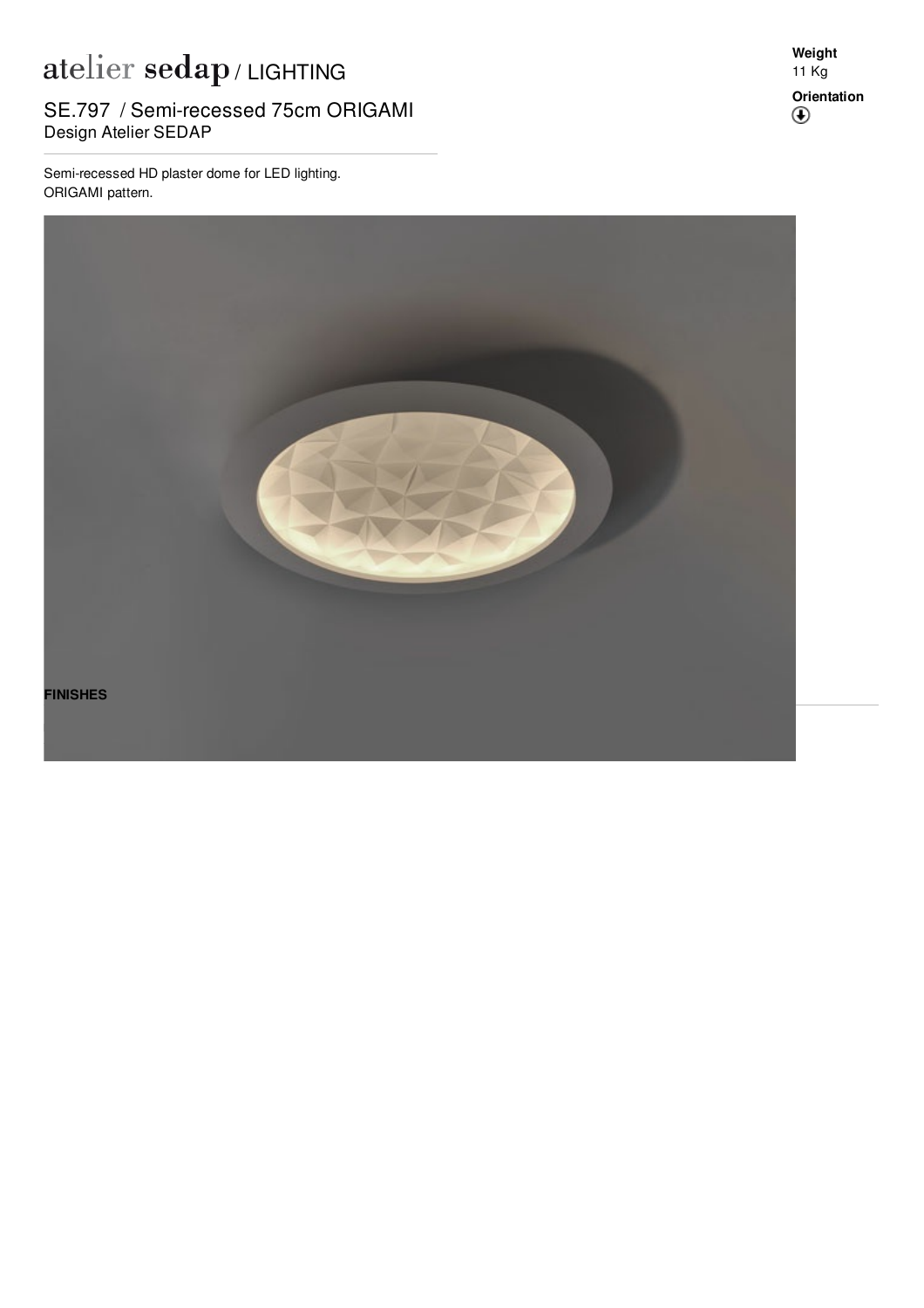# atelier sedap / LIGHTING

## SE.797 / Semi-recessed 75cm ORIGAMI

Design Atelier SEDAP

Semi-recessed HD plaster dome for LED lighting.
ORIGAMI pattern.

**Weight**
11 Kg

**Orientation**

**FINISHES**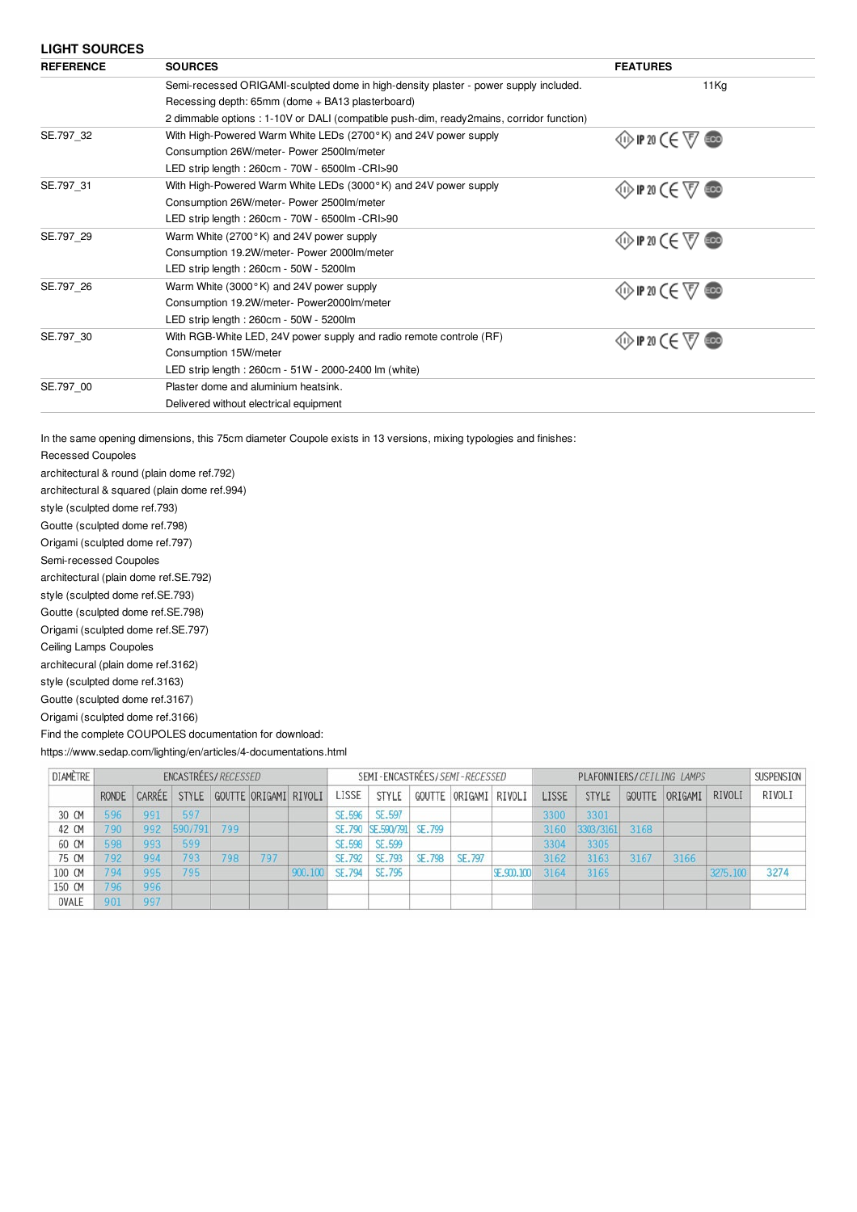## LIGHT SOURCES

| REFERENCE | SOURCES | FEATURES |
|---|---|---|
| | Semi-recessed ORIGAMI-sculpted dome in high-density plaster - power supply included.<br>Recessing depth: 65mm (dome + BA13 plasterboard)<br>2 dimmable options : 1-10V or DALI (compatible push-dim, ready2mains, corridor function) | 11Kg |
| SE.797_32 | With High-Powered Warm White LEDs (2700° K) and 24V power supply<br>Consumption 26W/meter- Power 2500lm/meter<br>LED strip length : 260cm - 70W - 6500lm -CRI>90 | IP 20 |
| SE.797_31 | With High-Powered Warm White LEDs (3000° K) and 24V power supply<br>Consumption 26W/meter- Power 2500lm/meter<br>LED strip length : 260cm - 70W - 6500lm -CRI>90 | IP 20 |
| SE.797_29 | Warm White (2700° K) and 24V power supply<br>Consumption 19.2W/meter- Power 2000lm/meter<br>LED strip length : 260cm - 50W - 5200lm | IP 20 |
| SE.797_26 | Warm White (3000° K) and 24V power supply<br>Consumption 19.2W/meter- Power2000lm/meter<br>LED strip length : 260cm - 50W - 5200lm | IP 20 |
| SE.797_30 | With RGB-White LED, 24V power supply and radio remote controle (RF)<br>Consumption 15W/meter<br>LED strip length : 260cm - 51W - 2000-2400 lm (white) | IP 20 |
| SE.797_00 | Plaster dome and aluminium heatsink.<br>Delivered without electrical equipment | |

In the same opening dimensions, this 75cm diameter Coupole exists in 13 versions, mixing typologies and finishes:

Recessed Coupoles

architectural & round (plain dome ref.792)

architectural & squared (plain dome ref.994)

style (sculpted dome ref.793)

Goutte (sculpted dome ref.798)

Origami (sculpted dome ref.797)

Semi-recessed Coupoles

architectural (plain dome ref.SE.792)

style (sculpted dome ref.SE.793)

Goutte (sculpted dome ref.SE.798)

Origami (sculpted dome ref.SE.797)

Ceiling Lamps Coupoles

architecural (plain dome ref.3162)

style (sculpted dome ref.3163)

Goutte (sculpted dome ref.3167)

Origami (sculpted dome ref.3166)

Find the complete COUPOLES documentation for download:

https://www.sedap.com/lighting/en/articles/4-documentations.html

| DIAMÈTRE | ENCASTRÉES/*RECESSED* | | | | | | SEMI-ENCASTRÉES/*SEMI-RECESSED* | | | | | PLAFONNIERS/*CEILING LAMPS* | | | | | SUSPENSION |
|---|---|---|---|---|---|---|---|---|---|---|---|---|---|---|---|---|---|
| | RONDE | CARRÉE | STYLE | GOUTTE | ORIGAMI | RIVOLI | LISSE | STYLE | GOUTTE | ORIGAMI | RIVOLI | LISSE | STYLE | GOUTTE | ORIGAMI | RIVOLI | RIVOLI |
| 30 CM | 596 | 991 | 597 | | | | SE.596 | SE.597 | | | | 3300 | 3301 | | | | |
| 42 CM | 790 | 992 | 590/791 | 799 | | | SE.790 | SE.590/791 | SE.799 | | | 3160 | 3303/3161 | 3168 | | | |
| 60 CM | 598 | 993 | 599 | | | | SE.598 | SE.599 | | | | 3304 | 3305 | | | | |
| 75 CM | 792 | 994 | 793 | 798 | 797 | | SE.792 | SE.793 | SE.798 | SE.797 | | 3162 | 3163 | 3167 | 3166 | | |
| 100 CM | 794 | 995 | 795 | | | 900.100 | SE.794 | SE.795 | | | SE.900.100 | 3164 | 3165 | | | 3275.100 | 3274 |
| 150 CM | 796 | 996 | | | | | | | | | | | | | | | |
| OVALE | 901 | 997 | | | | | | | | | | | | | | | |